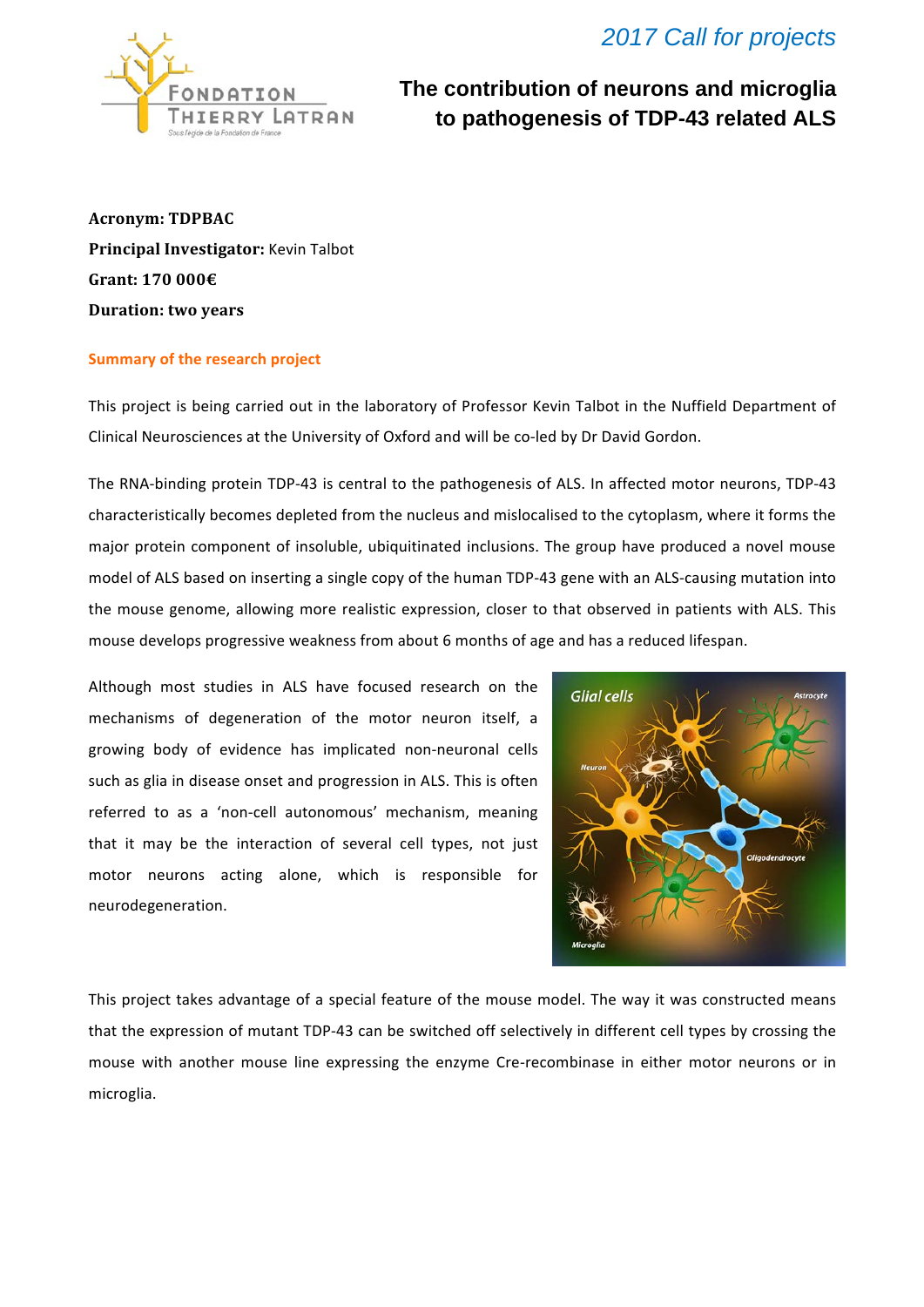*2017 Call for projects*

# The contribution of neurons and microglia to pathogenesis of TDP-43 related ALS

**Acronym: TDPBAC**

**Principal Investigator:** Kevin Talbot

**Grant: 170 000€**

**Duration: two years**

## Summary of the research project

This project is being carried out in the laboratory of Professor Kevin Talbot in the Nuffield Department of Clinical Neurosciences at the University of Oxford and will be co-led by Dr David Gordon.

The RNA-binding protein TDP-43 is central to the pathogenesis of ALS. In affected motor neurons, TDP-43 characteristically becomes depleted from the nucleus and mislocalised to the cytoplasm, where it forms the major protein component of insoluble, ubiquitinated inclusions. The group have produced a novel mouse model of ALS based on inserting a single copy of the human TDP-43 gene with an ALS-causing mutation into the mouse genome, allowing more realistic expression, closer to that observed in patients with ALS. This mouse develops progressive weakness from about 6 months of age and has a reduced lifespan.

Although most studies in ALS have focused research on the mechanisms of degeneration of the motor neuron itself, a growing body of evidence has implicated non-neuronal cells such as glia in disease onset and progression in ALS. This is often referred to as a 'non-cell autonomous' mechanism, meaning that it may be the interaction of several cell types, not just motor neurons acting alone, which is responsible for neurodegeneration.

This project takes advantage of a special feature of the mouse model. The way it was constructed means that the expression of mutant TDP-43 can be switched off selectively in different cell types by crossing the mouse with another mouse line expressing the enzyme Cre-recombinase in either motor neurons or in microglia.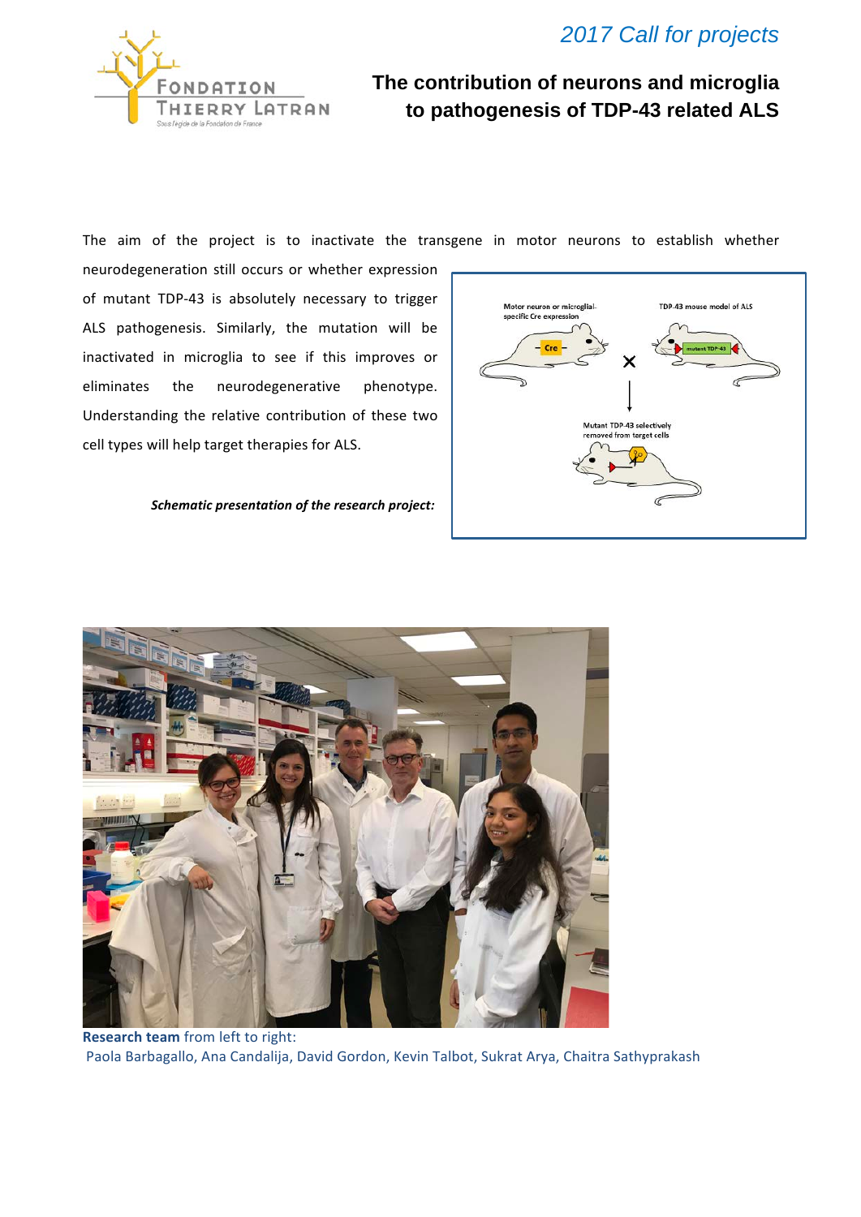*2017 Call for projects*

## The contribution of neurons and microglia to pathogenesis of TDP-43 related ALS

The aim of the project is to inactivate the transgene in motor neurons to establish whether neurodegeneration still occurs or whether expression of mutant TDP-43 is absolutely necessary to trigger ALS pathogenesis. Similarly, the mutation will be inactivated in microglia to see if this improves or eliminates the neurodegenerative phenotype. Understanding the relative contribution of these two cell types will help target therapies for ALS.

***Schematic presentation of the research project:***

**Research team** from left to right:
Paola Barbagallo, Ana Candalija, David Gordon, Kevin Talbot, Sukrat Arya, Chaitra Sathyprakash